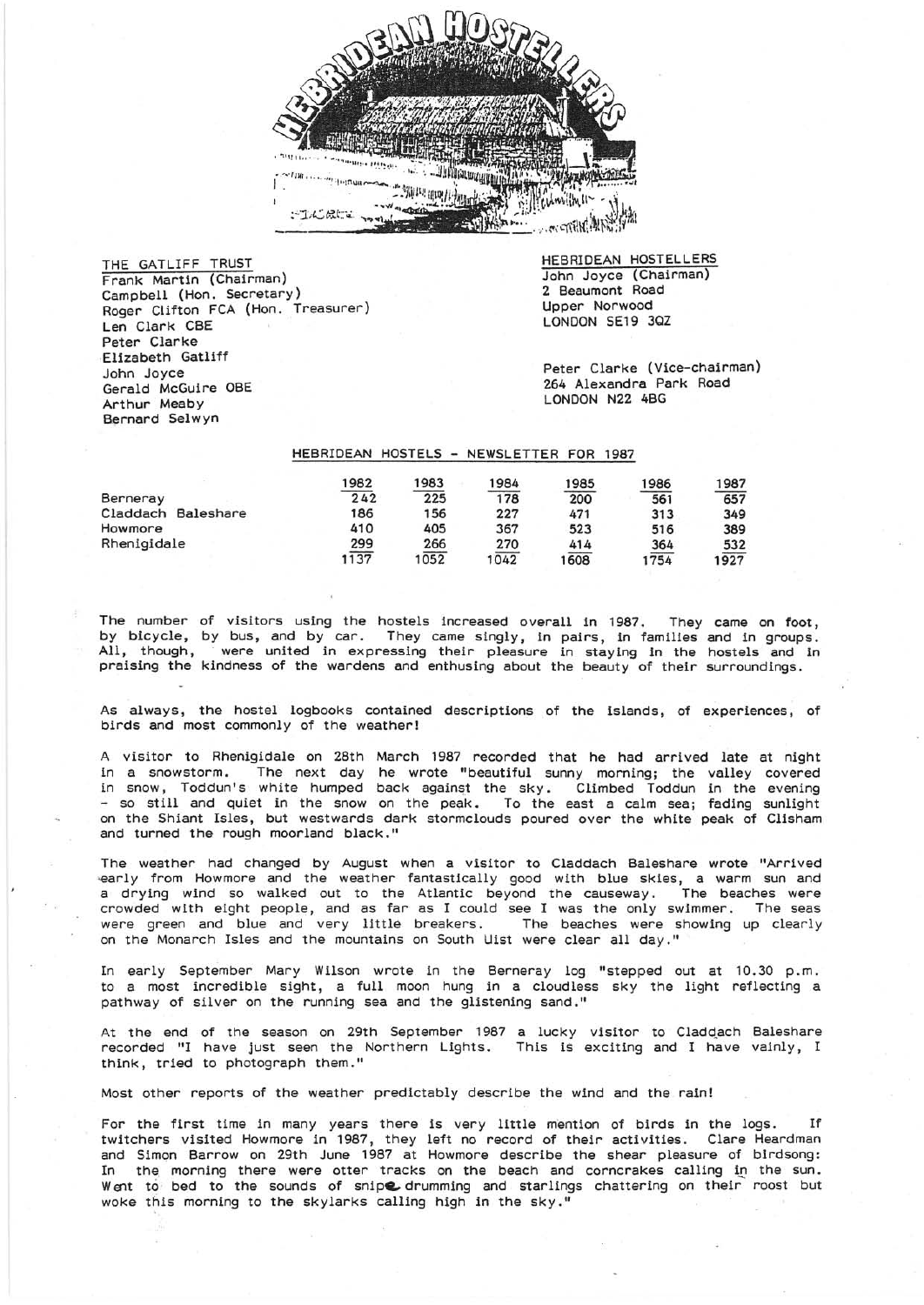# HEBRIDEAN HOSTELLERS

**THE GATLIFF TRUST**
Frank Martin (Chairman)
Campbell (Hon. Secretary)
Roger Clifton FCA (Hon. Treasurer)
Len Clark CBE
Peter Clarke
Elizabeth Gatliff
John Joyce
Gerald McGuire OBE
Arthur Meaby
Bernard Selwyn

**HEBRIDEAN HOSTELLERS**
John Joyce (Chairman)
2 Beaumont Road
Upper Norwood
LONDON SE19 3QZ

Peter Clarke (Vice-chairman)
264 Alexandra Park Road
LONDON N22 4BG

## HEBRIDEAN HOSTELS - NEWSLETTER FOR 1987

| | 1982 | 1983 | 1984 | 1985 | 1986 | 1987 |
|---|---|---|---|---|---|---|
| Berneray | 242 | 225 | 178 | 200 | 561 | 657 |
| Claddach Baleshare | 186 | 156 | 227 | 471 | 313 | 349 |
| Howmore | 410 | 405 | 367 | 523 | 516 | 389 |
| Rhenigidale | 299 | 266 | 270 | 414 | 364 | 532 |
| | 1137 | 1052 | 1042 | 1608 | 1754 | 1927 |

The number of visitors using the hostels increased overall in 1987. They came on foot, by bicycle, by bus, and by car. They came singly, in pairs, in families and in groups. All, though, were united in expressing their pleasure in staying in the hostels and in praising the kindness of the wardens and enthusing about the beauty of their surroundings.

As always, the hostel logbooks contained descriptions of the islands, of experiences, of birds and most commonly of the weather!

A visitor to Rhenigidale on 28th March 1987 recorded that he had arrived late at night in a snowstorm. The next day he wrote "beautiful sunny morning; the valley covered in snow, Toddun's white humped back against the sky. Climbed Toddun in the evening - so still and quiet in the snow on the peak. To the east a calm sea; fading sunlight on the Shiant Isles, but westwards dark stormclouds poured over the white peak of Clisham and turned the rough moorland black."

The weather had changed by August when a visitor to Claddach Baleshare wrote "Arrived early from Howmore and the weather fantastically good with blue skies, a warm sun and a drying wind so walked out to the Atlantic beyond the causeway. The beaches were crowded with eight people, and as far as I could see I was the only swimmer. The seas were green and blue and very little breakers. The beaches were showing up clearly on the Monarch Isles and the mountains on South Uist were clear all day."

In early September Mary Wilson wrote in the Berneray log "stepped out at 10.30 p.m. to a most incredible sight, a full moon hung in a cloudless sky the light reflecting a pathway of silver on the running sea and the glistening sand."

At the end of the season on 29th September 1987 a lucky visitor to Claddach Baleshare recorded "I have just seen the Northern Lights. This is exciting and I have vainly, I think, tried to photograph them."

Most other reports of the weather predictably describe the wind and the rain!

For the first time in many years there is very little mention of birds in the logs. If twitchers visited Howmore in 1987, they left no record of their activities. Clare Heardman and Simon Barrow on 29th June 1987 at Howmore describe the shear pleasure of birdsong: In the morning there were otter tracks on the beach and corncrakes calling in the sun. Went to bed to the sounds of snipe drumming and starlings chattering on their roost but woke this morning to the skylarks calling high in the sky."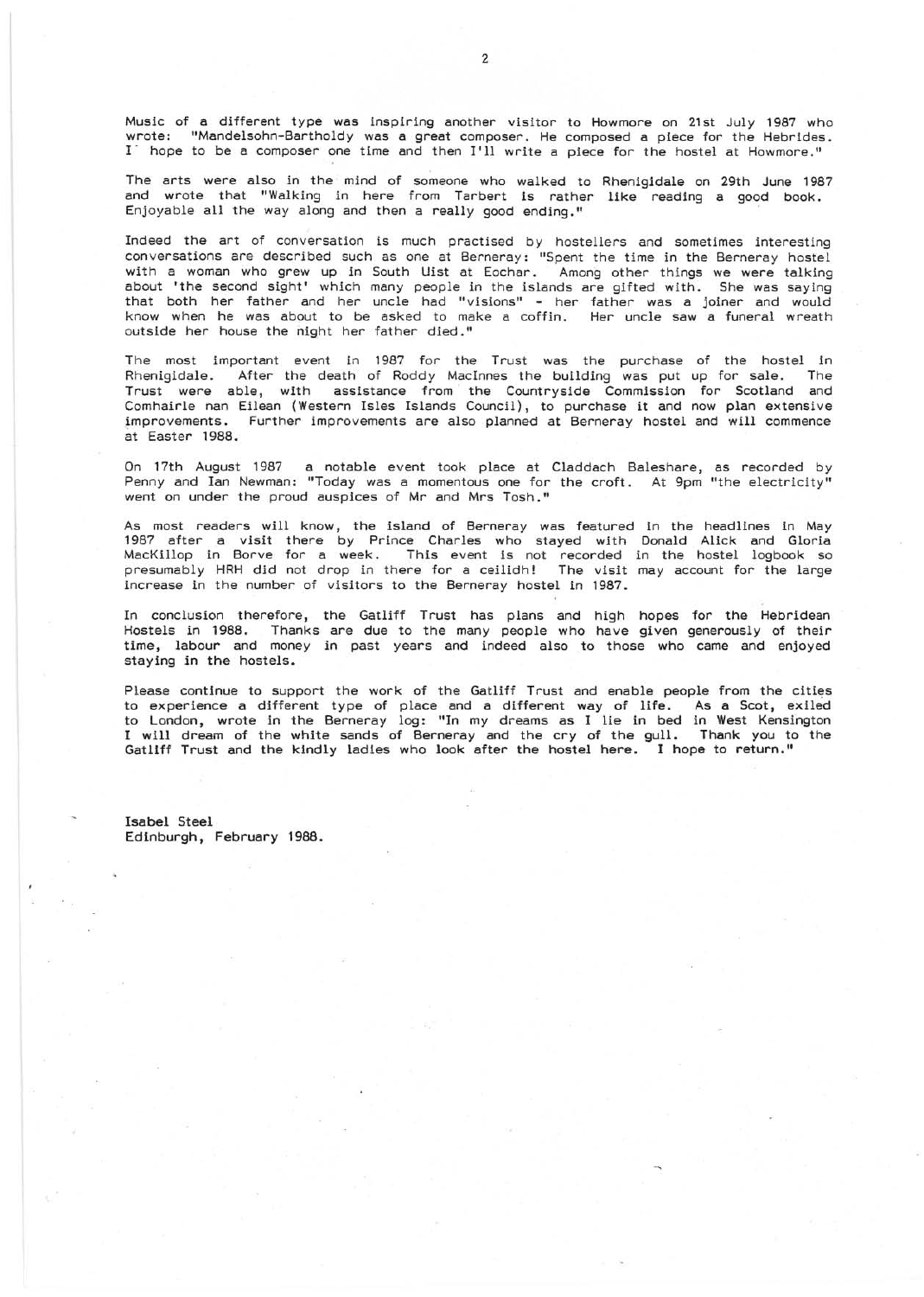Music of a different type was inspiring another visitor to Howmore on 21st July 1987 who wrote: "Mandelsohn-Bartholdy was a great composer. He composed a piece for the Hebrides. I hope to be a composer one time and then I'll write a piece for the hostel at Howmore."

The arts were also in the mind of someone who walked to Rhenigidale on 29th June 1987 and wrote that "Walking in here from Tarbert is rather like reading a good book. Enjoyable all the way along and then a really good ending."

Indeed the art of conversation is much practised by hostellers and sometimes interesting conversations are described such as one at Berneray: "Spent the time in the Berneray hostel with a woman who grew up in South Uist at Eochar. Among other things we were talking about 'the second sight' which many people in the islands are gifted with. She was saying that both her father and her uncle had "visions" - her father was a joiner and would know when he was about to be asked to make a coffin. Her uncle saw a funeral wreath outside her house the night her father died."

The most important event in 1987 for the Trust was the purchase of the hostel in Rhenigidale. After the death of Roddy MacInnes the building was put up for sale. The Trust were able, with assistance from the Countryside Commission for Scotland and Comhairle nan Eilean (Western Isles Islands Council), to purchase it and now plan extensive improvements. Further improvements are also planned at Berneray hostel and will commence at Easter 1988.

On 17th August 1987 a notable event took place at Claddach Baleshare, as recorded by Penny and Ian Newman: "Today was a momentous one for the croft. At 9pm "the electricity" went on under the proud auspices of Mr and Mrs Tosh."

As most readers will know, the island of Berneray was featured in the headlines in May 1987 after a visit there by Prince Charles who stayed with Donald Alick and Gloria MacKillop in Borve for a week. This event is not recorded in the hostel logbook so presumably HRH did not drop in there for a ceilidh! The visit may account for the large increase in the number of visitors to the Berneray hostel in 1987.

In conclusion therefore, the Gatliff Trust has plans and high hopes for the Hebridean Hostels in 1988. Thanks are due to the many people who have given generously of their time, labour and money in past years and indeed also to those who came and enjoyed staying in the hostels.

Please continue to support the work of the Gatliff Trust and enable people from the cities to experience a different type of place and a different way of life. As a Scot, exiled to London, wrote in the Berneray log: "In my dreams as I lie in bed in West Kensington I will dream of the white sands of Berneray and the cry of the gull. Thank you to the Gatliff Trust and the kindly ladies who look after the hostel here. I hope to return."

Isabel Steel
Edinburgh, February 1988.